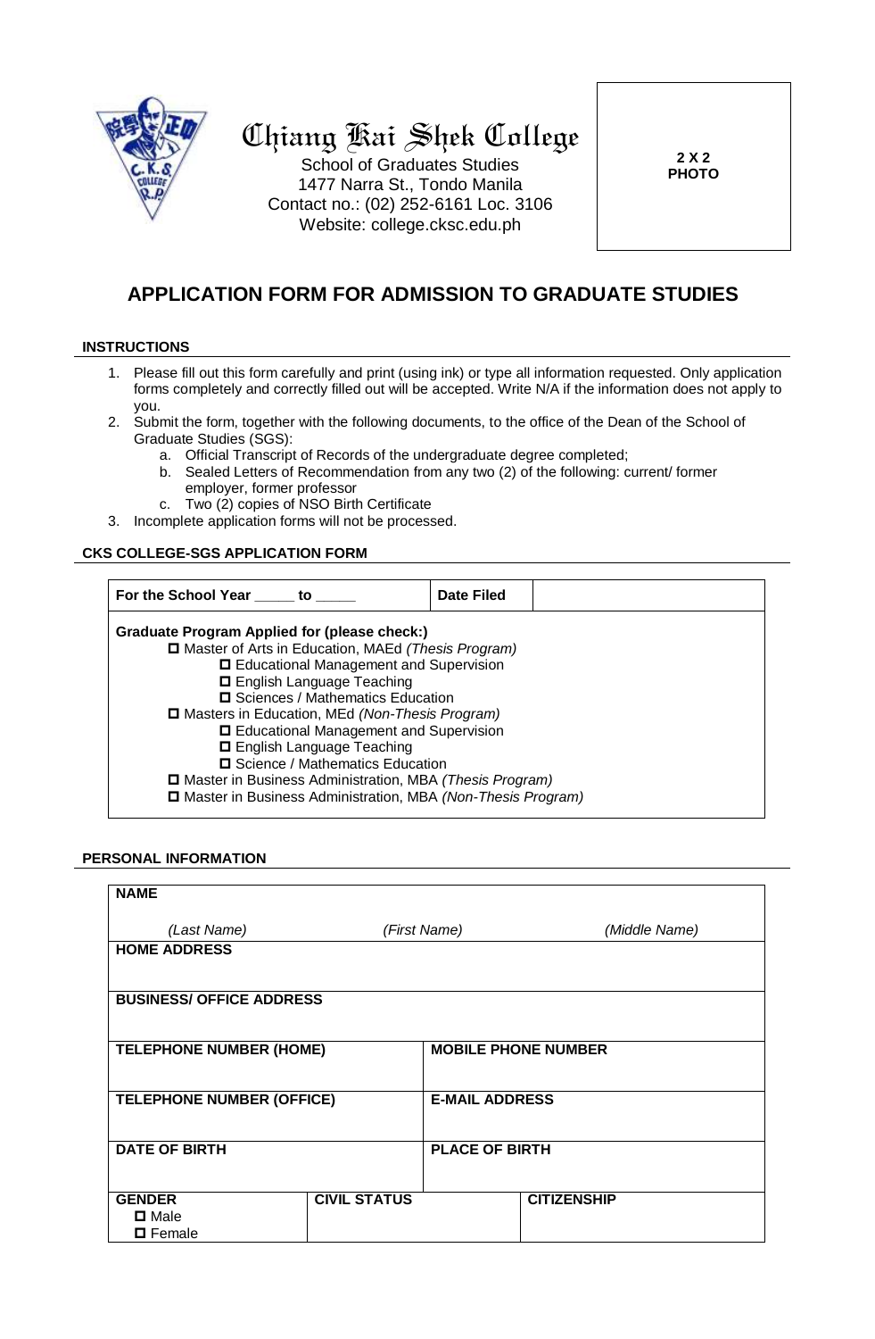# Chiang Kai Shek College

School of Graduates Studies
1477 Narra St., Tondo Manila
Contact no.: (02) 252-6161 Loc. 3106
Website: college.cksc.edu.ph

**2 X 2 PHOTO**

## APPLICATION FORM FOR ADMISSION TO GRADUATE STUDIES

### INSTRUCTIONS

1. Please fill out this form carefully and print (using ink) or type all information requested. Only application forms completely and correctly filled out will be accepted. Write N/A if the information does not apply to you.
2. Submit the form, together with the following documents, to the office of the Dean of the School of Graduate Studies (SGS):
   a. Official Transcript of Records of the undergraduate degree completed;
   b. Sealed Letters of Recommendation from any two (2) of the following: current/ former employer, former professor
   c. Two (2) copies of NSO Birth Certificate
3. Incomplete application forms will not be processed.

### CKS COLLEGE-SGS APPLICATION FORM

| **For the School Year _____ to _____** | **Date Filed** | |
|---|---|---|

**Graduate Program Applied for (please check:)**

- ☐ Master of Arts in Education, MAEd *(Thesis Program)*
  - ☐ Educational Management and Supervision
  - ☐ English Language Teaching
  - ☐ Sciences / Mathematics Education
- ☐ Masters in Education, MEd *(Non-Thesis Program)*
  - ☐ Educational Management and Supervision
  - ☐ English Language Teaching
  - ☐ Science / Mathematics Education
- ☐ Master in Business Administration, MBA *(Thesis Program)*
- ☐ Master in Business Administration, MBA *(Non-Thesis Program)*

### PERSONAL INFORMATION

| **NAME** *(Last Name)* | *(First Name)* | *(Middle Name)* |
|---|---|---|
| **HOME ADDRESS** | | |
| **BUSINESS/ OFFICE ADDRESS** | | |
| **TELEPHONE NUMBER (HOME)** | **MOBILE PHONE NUMBER** | |
| **TELEPHONE NUMBER (OFFICE)** | **E-MAIL ADDRESS** | |
| **DATE OF BIRTH** | **PLACE OF BIRTH** | |
| **GENDER** ☐ Male ☐ Female | **CIVIL STATUS** | **CITIZENSHIP** |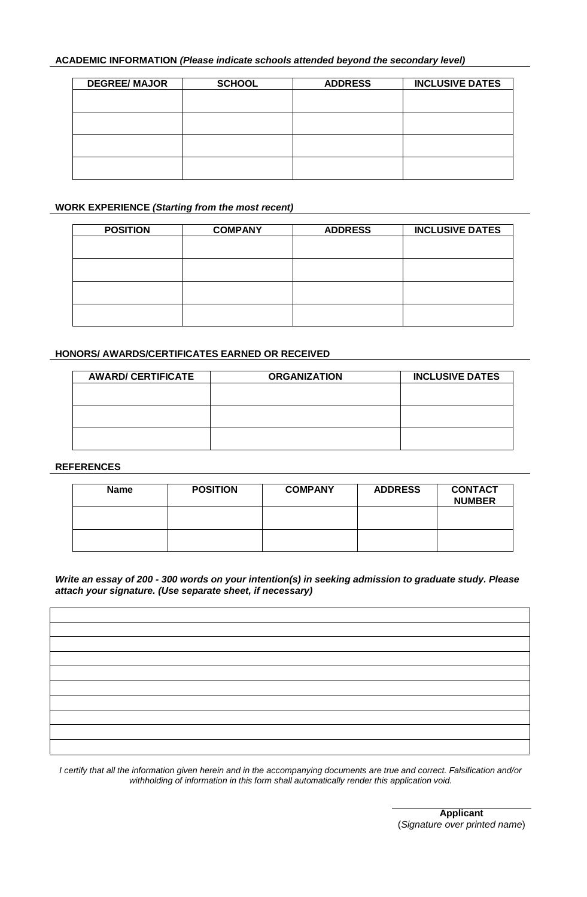**ACADEMIC INFORMATION *(Please indicate schools attended beyond the secondary level)***

| DEGREE/ MAJOR | SCHOOL | ADDRESS | INCLUSIVE DATES |
|---|---|---|---|
| | | | |
| | | | |
| | | | |
| | | | |

**WORK EXPERIENCE *(Starting from the most recent)***

| POSITION | COMPANY | ADDRESS | INCLUSIVE DATES |
|---|---|---|---|
| | | | |
| | | | |
| | | | |
| | | | |

**HONORS/ AWARDS/CERTIFICATES EARNED OR RECEIVED**

| AWARD/ CERTIFICATE | ORGANIZATION | INCLUSIVE DATES |
|---|---|---|
| | | |
| | | |
| | | |

**REFERENCES**

| Name | POSITION | COMPANY | ADDRESS | CONTACT NUMBER |
|---|---|---|---|---|
| | | | | |
| | | | | |

***Write an essay of 200 - 300 words on your intention(s) in seeking admission to graduate study. Please attach your signature. (Use separate sheet, if necessary)***

| |
|---|
| |
| |
| |
| |
| |
| |
| |
| |
| |

*I certify that all the information given herein and in the accompanying documents are true and correct. Falsification and/or withholding of information in this form shall automatically render this application void.*

**Applicant**
(*Signature over printed name*)